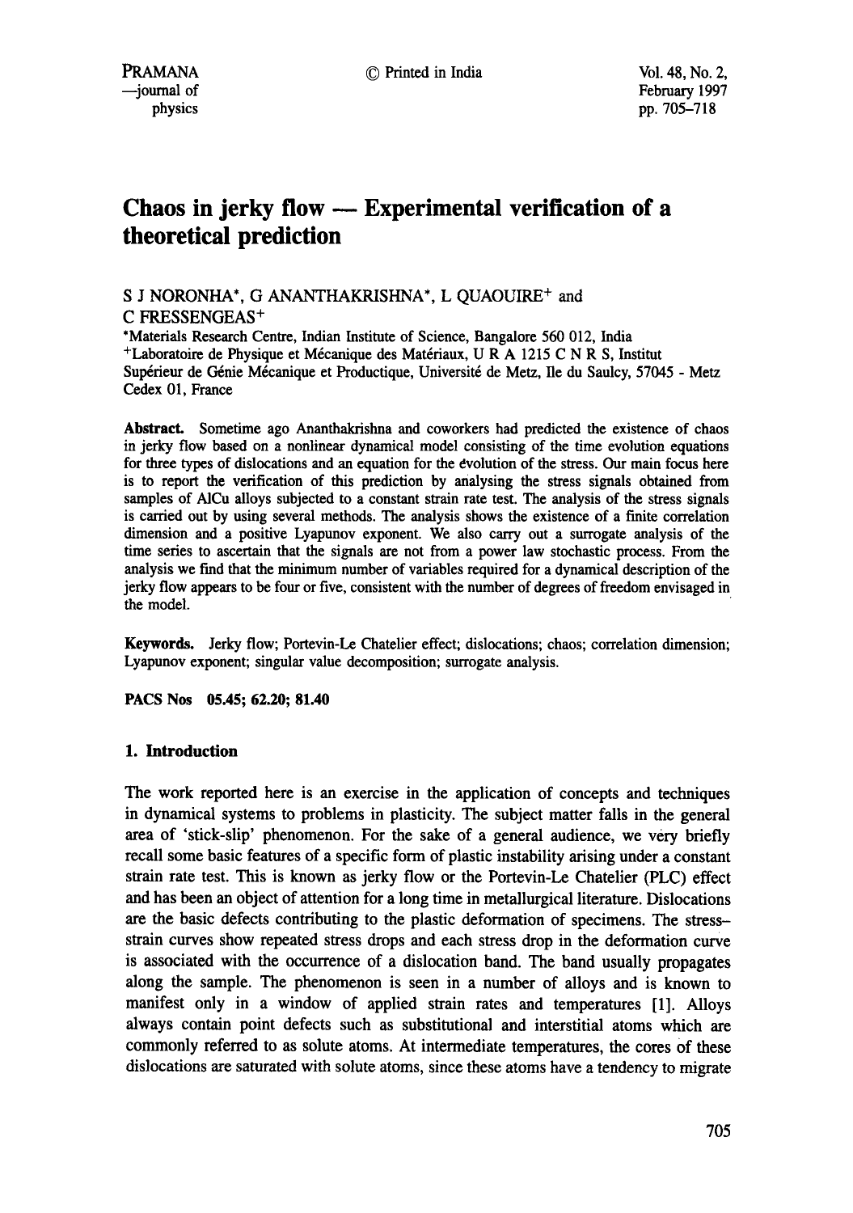# Chaos in jerky flow — Experimental verification of a theoretical prediction

S J NORONHA*, G ANANTHAKRISHNA*, L QUAOUIRE+ and C FRESSENGEAS+

*Materials Research Centre, Indian Institute of Science, Bangalore 560 012, India

+Laboratoire de Physique et Mécanique des Matériaux, U R A 1215 C N R S, Institut Supérieur de Génie Mécanique et Productique, Université de Metz, Ile du Saulcy, 57045 - Metz Cedex 01, France

**Abstract.** Sometime ago Ananthakrishna and coworkers had predicted the existence of chaos in jerky flow based on a nonlinear dynamical model consisting of the time evolution equations for three types of dislocations and an equation for the évolution of the stress. Our main focus here is to report the verification of this prediction by analysing the stress signals obtained from samples of AlCu alloys subjected to a constant strain rate test. The analysis of the stress signals is carried out by using several methods. The analysis shows the existence of a finite correlation dimension and a positive Lyapunov exponent. We also carry out a surrogate analysis of the time series to ascertain that the signals are not from a power law stochastic process. From the analysis we find that the minimum number of variables required for a dynamical description of the jerky flow appears to be four or five, consistent with the number of degrees of freedom envisaged in the model.

**Keywords.** Jerky flow; Portevin-Le Chatelier effect; dislocations; chaos; correlation dimension; Lyapunov exponent; singular value decomposition; surrogate analysis.

**PACS Nos** 05.45; 62.20; 81.40

## 1. Introduction

The work reported here is an exercise in the application of concepts and techniques in dynamical systems to problems in plasticity. The subject matter falls in the general area of 'stick-slip' phenomenon. For the sake of a general audience, we very briefly recall some basic features of a specific form of plastic instability arising under a constant strain rate test. This is known as jerky flow or the Portevin-Le Chatelier (PLC) effect and has been an object of attention for a long time in metallurgical literature. Dislocations are the basic defects contributing to the plastic deformation of specimens. The stress–strain curves show repeated stress drops and each stress drop in the deformation curve is associated with the occurrence of a dislocation band. The band usually propagates along the sample. The phenomenon is seen in a number of alloys and is known to manifest only in a window of applied strain rates and temperatures [1]. Alloys always contain point defects such as substitutional and interstitial atoms which are commonly referred to as solute atoms. At intermediate temperatures, the cores of these dislocations are saturated with solute atoms, since these atoms have a tendency to migrate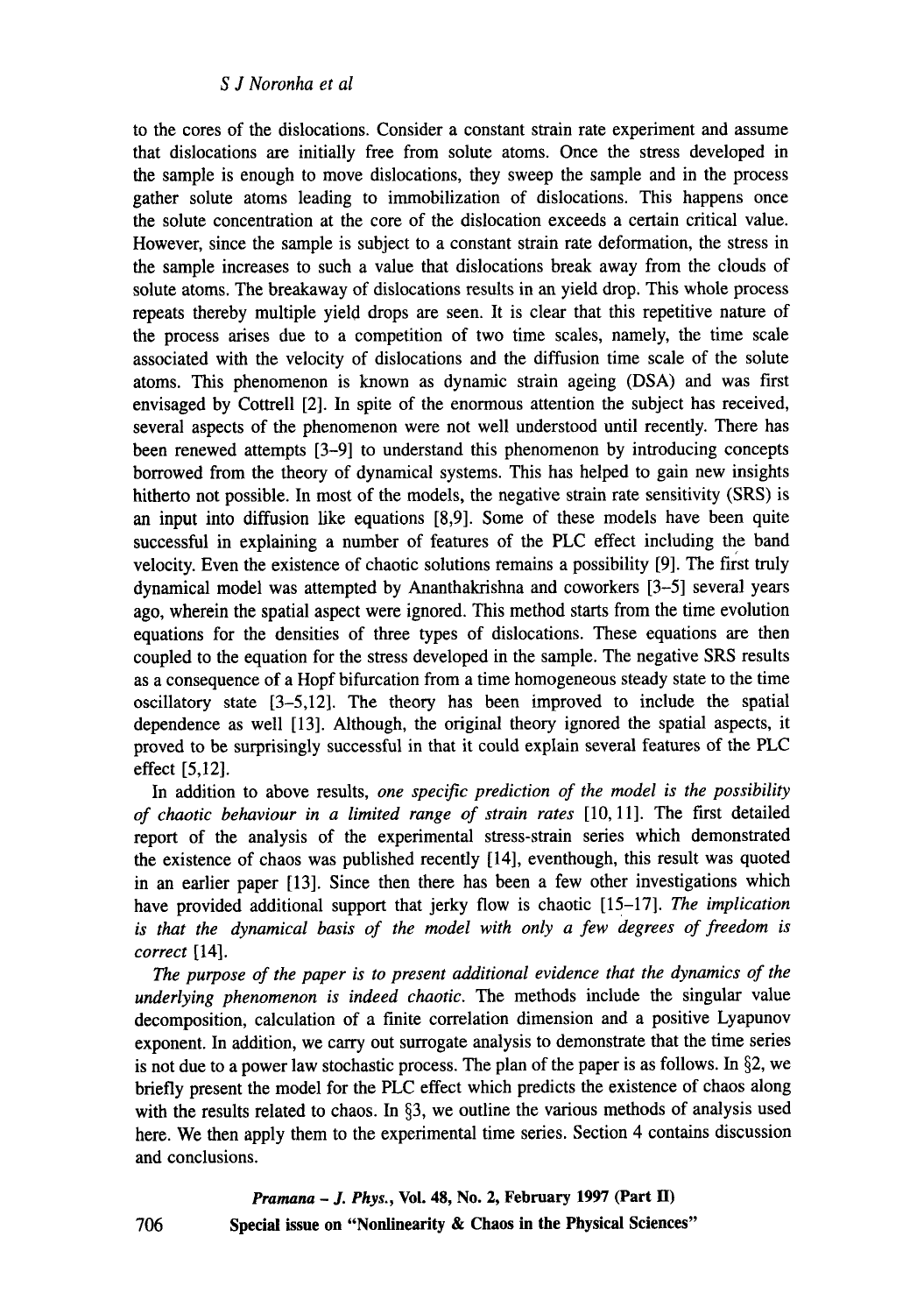to the cores of the dislocations. Consider a constant strain rate experiment and assume that dislocations are initially free from solute atoms. Once the stress developed in the sample is enough to move dislocations, they sweep the sample and in the process gather solute atoms leading to immobilization of dislocations. This happens once the solute concentration at the core of the dislocation exceeds a certain critical value. However, since the sample is subject to a constant strain rate deformation, the stress in the sample increases to such a value that dislocations break away from the clouds of solute atoms. The breakaway of dislocations results in an yield drop. This whole process repeats thereby multiple yield drops are seen. It is clear that this repetitive nature of the process arises due to a competition of two time scales, namely, the time scale associated with the velocity of dislocations and the diffusion time scale of the solute atoms. This phenomenon is known as dynamic strain ageing (DSA) and was first envisaged by Cottrell [2]. In spite of the enormous attention the subject has received, several aspects of the phenomenon were not well understood until recently. There has been renewed attempts [3–9] to understand this phenomenon by introducing concepts borrowed from the theory of dynamical systems. This has helped to gain new insights hitherto not possible. In most of the models, the negative strain rate sensitivity (SRS) is an input into diffusion like equations [8,9]. Some of these models have been quite successful in explaining a number of features of the PLC effect including the band velocity. Even the existence of chaotic solutions remains a possibility [9]. The first truly dynamical model was attempted by Ananthakrishna and coworkers [3–5] several years ago, wherein the spatial aspect were ignored. This method starts from the time evolution equations for the densities of three types of dislocations. These equations are then coupled to the equation for the stress developed in the sample. The negative SRS results as a consequence of a Hopf bifurcation from a time homogeneous steady state to the time oscillatory state [3–5,12]. The theory has been improved to include the spatial dependence as well [13]. Although, the original theory ignored the spatial aspects, it proved to be surprisingly successful in that it could explain several features of the PLC effect [5,12].

In addition to above results, *one specific prediction of the model is the possibility of chaotic behaviour in a limited range of strain rates* [10, 11]. The first detailed report of the analysis of the experimental stress-strain series which demonstrated the existence of chaos was published recently [14], eventhough, this result was quoted in an earlier paper [13]. Since then there has been a few other investigations which have provided additional support that jerky flow is chaotic [15–17]. *The implication is that the dynamical basis of the model with only a few degrees of freedom is correct* [14].

*The purpose of the paper is to present additional evidence that the dynamics of the underlying phenomenon is indeed chaotic.* The methods include the singular value decomposition, calculation of a finite correlation dimension and a positive Lyapunov exponent. In addition, we carry out surrogate analysis to demonstrate that the time series is not due to a power law stochastic process. The plan of the paper is as follows. In §2, we briefly present the model for the PLC effect which predicts the existence of chaos along with the results related to chaos. In §3, we outline the various methods of analysis used here. We then apply them to the experimental time series. Section 4 contains discussion and conclusions.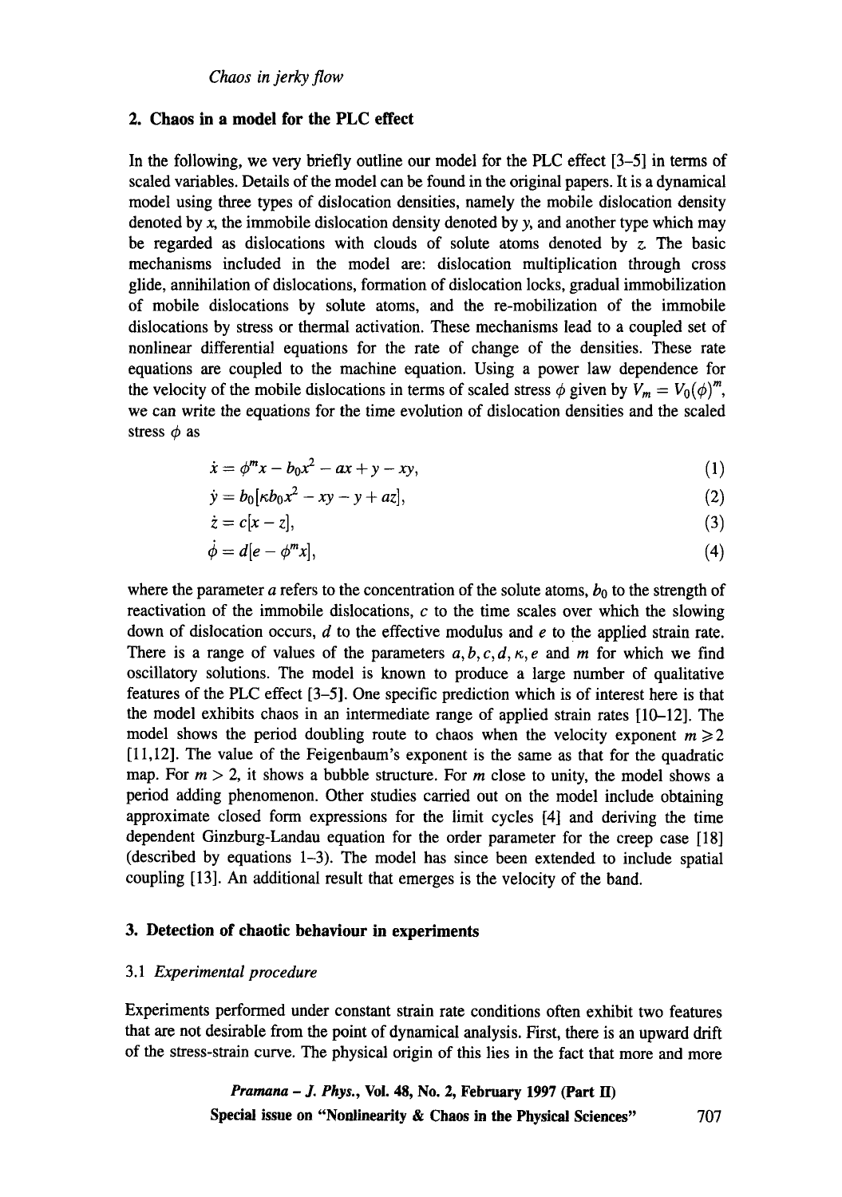## 2. Chaos in a model for the PLC effect

In the following, we very briefly outline our model for the PLC effect [3–5] in terms of scaled variables. Details of the model can be found in the original papers. It is a dynamical model using three types of dislocation densities, namely the mobile dislocation density denoted by $x$, the immobile dislocation density denoted by $y$, and another type which may be regarded as dislocations with clouds of solute atoms denoted by $z$. The basic mechanisms included in the model are: dislocation multiplication through cross glide, annihilation of dislocations, formation of dislocation locks, gradual immobilization of mobile dislocations by solute atoms, and the re-mobilization of the immobile dislocations by stress or thermal activation. These mechanisms lead to a coupled set of nonlinear differential equations for the rate of change of the densities. These rate equations are coupled to the machine equation. Using a power law dependence for the velocity of the mobile dislocations in terms of scaled stress $\phi$ given by $V_m = V_0(\phi)^m$, we can write the equations for the time evolution of dislocation densities and the scaled stress $\phi$ as

$$\dot{x} = \phi^m x - b_0 x^2 - ax + y - xy, \tag{1}$$

$$\dot{y} = b_0[\kappa b_0 x^2 - xy - y + az], \tag{2}$$

$$\dot{z} = c[x - z], \tag{3}$$

$$\dot{\phi} = d[e - \phi^m x], \tag{4}$$

where the parameter $a$ refers to the concentration of the solute atoms, $b_0$ to the strength of reactivation of the immobile dislocations, $c$ to the time scales over which the slowing down of dislocation occurs, $d$ to the effective modulus and $e$ to the applied strain rate. There is a range of values of the parameters $a, b, c, d, \kappa, e$ and $m$ for which we find oscillatory solutions. The model is known to produce a large number of qualitative features of the PLC effect [3–5]. One specific prediction which is of interest here is that the model exhibits chaos in an intermediate range of applied strain rates [10–12]. The model shows the period doubling route to chaos when the velocity exponent $m \geqslant 2$ [11,12]. The value of the Feigenbaum's exponent is the same as that for the quadratic map. For $m > 2$, it shows a bubble structure. For $m$ close to unity, the model shows a period adding phenomenon. Other studies carried out on the model include obtaining approximate closed form expressions for the limit cycles [4] and deriving the time dependent Ginzburg-Landau equation for the order parameter for the creep case [18] (described by equations 1–3). The model has since been extended to include spatial coupling [13]. An additional result that emerges is the velocity of the band.

## 3. Detection of chaotic behaviour in experiments

### 3.1 *Experimental procedure*

Experiments performed under constant strain rate conditions often exhibit two features that are not desirable from the point of dynamical analysis. First, there is an upward drift of the stress-strain curve. The physical origin of this lies in the fact that more and more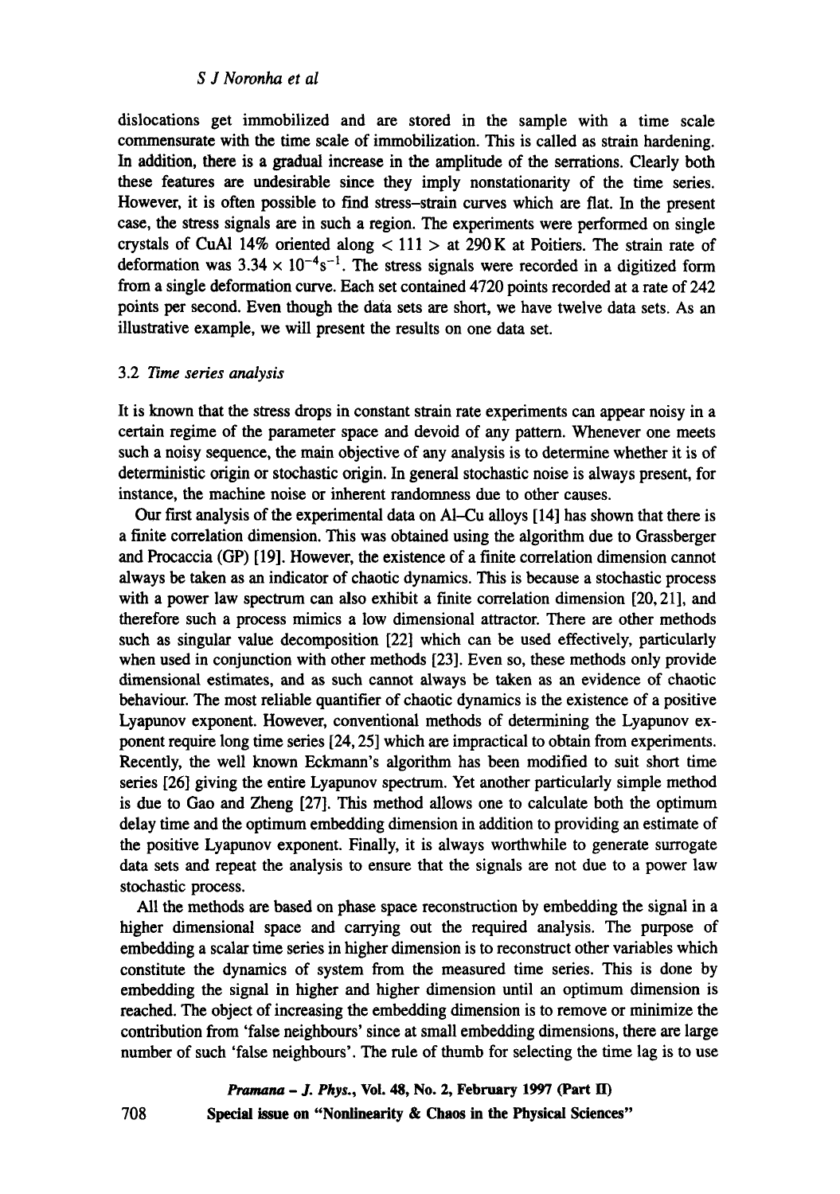dislocations get immobilized and are stored in the sample with a time scale commensurate with the time scale of immobilization. This is called as strain hardening. In addition, there is a gradual increase in the amplitude of the serrations. Clearly both these features are undesirable since they imply nonstationarity of the time series. However, it is often possible to find stress–strain curves which are flat. In the present case, the stress signals are in such a region. The experiments were performed on single crystals of CuAl 14% oriented along $< 111 >$ at 290 K at Poitiers. The strain rate of deformation was $3.34 \times 10^{-4} s^{-1}$. The stress signals were recorded in a digitized form from a single deformation curve. Each set contained 4720 points recorded at a rate of 242 points per second. Even though the data sets are short, we have twelve data sets. As an illustrative example, we will present the results on one data set.

### 3.2 *Time series analysis*

It is known that the stress drops in constant strain rate experiments can appear noisy in a certain regime of the parameter space and devoid of any pattern. Whenever one meets such a noisy sequence, the main objective of any analysis is to determine whether it is of deterministic origin or stochastic origin. In general stochastic noise is always present, for instance, the machine noise or inherent randomness due to other causes.

Our first analysis of the experimental data on Al–Cu alloys [14] has shown that there is a finite correlation dimension. This was obtained using the algorithm due to Grassberger and Procaccia (GP) [19]. However, the existence of a finite correlation dimension cannot always be taken as an indicator of chaotic dynamics. This is because a stochastic process with a power law spectrum can also exhibit a finite correlation dimension [20, 21], and therefore such a process mimics a low dimensional attractor. There are other methods such as singular value decomposition [22] which can be used effectively, particularly when used in conjunction with other methods [23]. Even so, these methods only provide dimensional estimates, and as such cannot always be taken as an evidence of chaotic behaviour. The most reliable quantifier of chaotic dynamics is the existence of a positive Lyapunov exponent. However, conventional methods of determining the Lyapunov exponent require long time series [24, 25] which are impractical to obtain from experiments. Recently, the well known Eckmann's algorithm has been modified to suit short time series [26] giving the entire Lyapunov spectrum. Yet another particularly simple method is due to Gao and Zheng [27]. This method allows one to calculate both the optimum delay time and the optimum embedding dimension in addition to providing an estimate of the positive Lyapunov exponent. Finally, it is always worthwhile to generate surrogate data sets and repeat the analysis to ensure that the signals are not due to a power law stochastic process.

All the methods are based on phase space reconstruction by embedding the signal in a higher dimensional space and carrying out the required analysis. The purpose of embedding a scalar time series in higher dimension is to reconstruct other variables which constitute the dynamics of system from the measured time series. This is done by embedding the signal in higher and higher dimension until an optimum dimension is reached. The object of increasing the embedding dimension is to remove or minimize the contribution from 'false neighbours' since at small embedding dimensions, there are large number of such 'false neighbours'. The rule of thumb for selecting the time lag is to use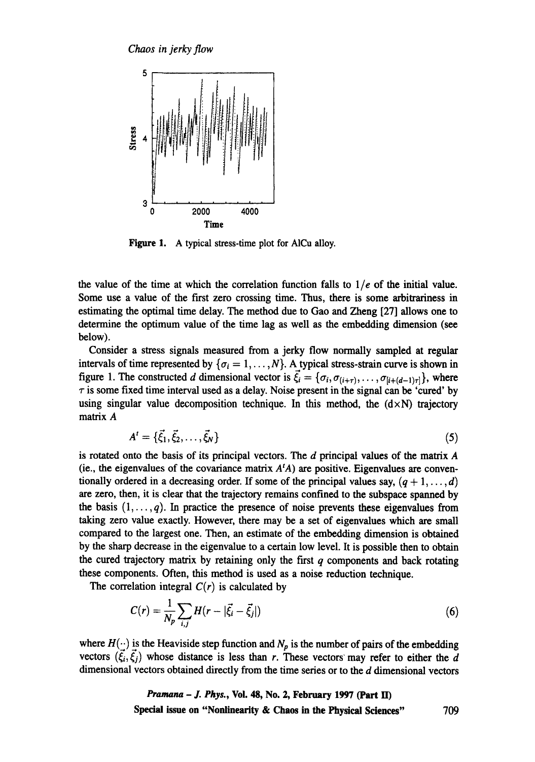Figure 1. A typical stress-time plot for AlCu alloy.

the value of the time at which the correlation function falls to $1/e$ of the initial value. Some use a value of the first zero crossing time. Thus, there is some arbitrariness in estimating the optimal time delay. The method due to Gao and Zheng [27] allows one to determine the optimum value of the time lag as well as the embedding dimension (see below).

Consider a stress signals measured from a jerky flow normally sampled at regular intervals of time represented by $\{\sigma_i = 1, \ldots, N\}$. A typical stress-strain curve is shown in figure 1. The constructed $d$ dimensional vector is $\vec{\xi}_i = \{\sigma_i, \sigma_{(i+\tau)}, \ldots, \sigma_{[i+(d-1)\tau]}\}$, where $\tau$ is some fixed time interval used as a delay. Noise present in the signal can be 'cured' by using singular value decomposition technique. In this method, the (d×N) trajectory matrix $A$

$$A^t = \{\vec{\xi}_1, \vec{\xi}_2, \ldots, \vec{\xi}_N\} \tag{5}$$

is rotated onto the basis of its principal vectors. The $d$ principal values of the matrix $A$ (ie., the eigenvalues of the covariance matrix $A^tA$) are positive. Eigenvalues are conventionally ordered in a decreasing order. If some of the principal values say, $(q+1, \ldots, d)$ are zero, then, it is clear that the trajectory remains confined to the subspace spanned by the basis $(1, \ldots, q)$. In practice the presence of noise prevents these eigenvalues from taking zero value exactly. However, there may be a set of eigenvalues which are small compared to the largest one. Then, an estimate of the embedding dimension is obtained by the sharp decrease in the eigenvalue to a certain low level. It is possible then to obtain the cured trajectory matrix by retaining only the first $q$ components and back rotating these components. Often, this method is used as a noise reduction technique.

The correlation integral $C(r)$ is calculated by

$$C(r) = \frac{1}{N_p} \sum_{i,j} H(r - |\vec{\xi}_i - \vec{\xi}_j|) \tag{6}$$

where $H(\cdot\cdot)$ is the Heaviside step function and $N_p$ is the number of pairs of the embedding vectors $(\vec{\xi}_i, \vec{\xi}_j)$ whose distance is less than $r$. These vectors may refer to either the $d$ dimensional vectors obtained directly from the time series or to the $d$ dimensional vectors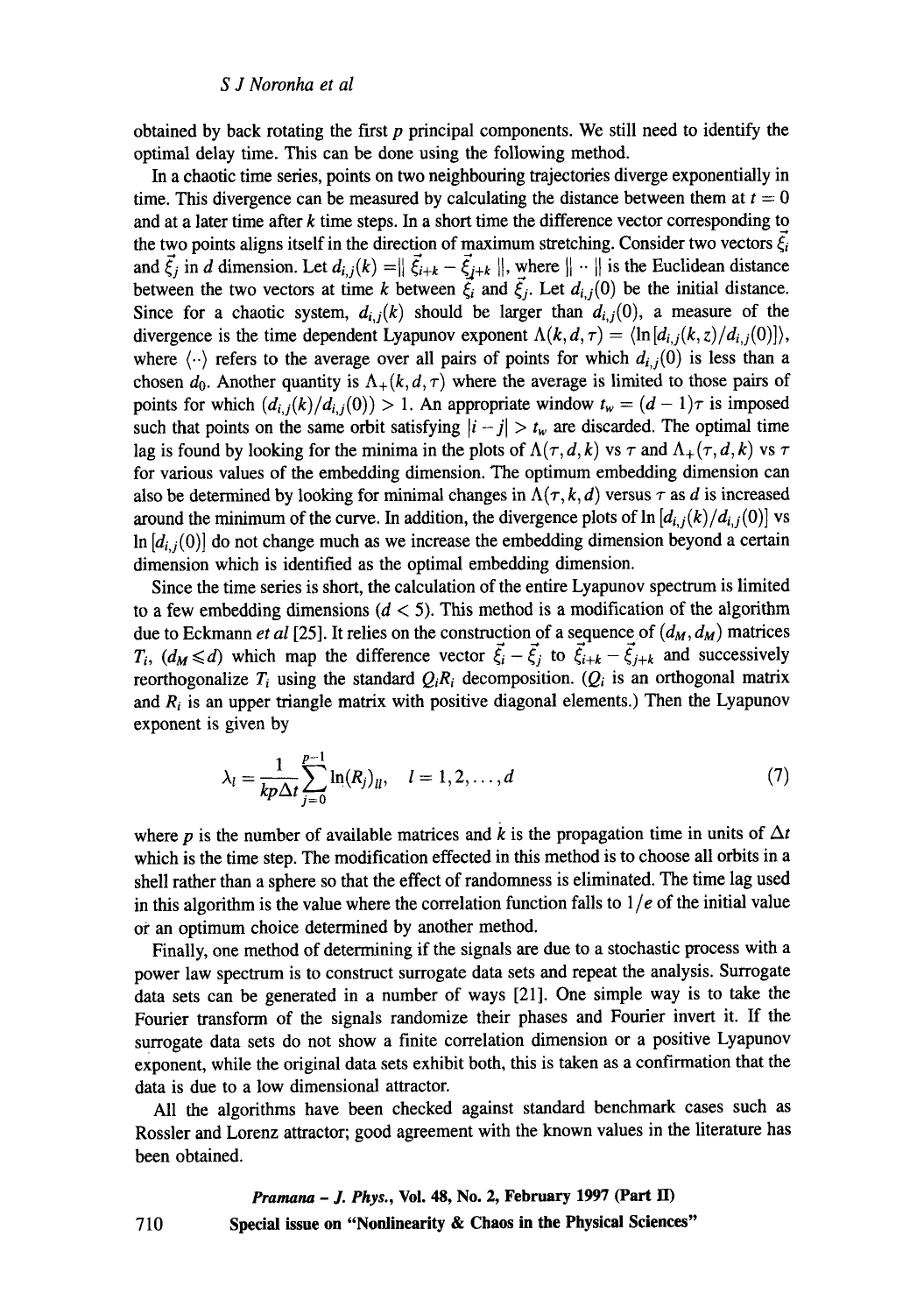obtained by back rotating the first $p$ principal components. We still need to identify the optimal delay time. This can be done using the following method.

In a chaotic time series, points on two neighbouring trajectories diverge exponentially in time. This divergence can be measured by calculating the distance between them at $t = 0$ and at a later time after $k$ time steps. In a short time the difference vector corresponding to the two points aligns itself in the direction of maximum stretching. Consider two vectors $\vec{\xi_i}$ and $\vec{\xi_j}$ in $d$ dimension. Let $d_{i,j}(k) = \| \vec{\xi}_{i+k} - \vec{\xi}_{j+k} \|$, where $\| \cdots \|$ is the Euclidean distance between the two vectors at time $k$ between $\vec{\xi_i}$ and $\vec{\xi_j}$. Let $d_{i,j}(0)$ be the initial distance. Since for a chaotic system, $d_{i,j}(k)$ should be larger than $d_{i,j}(0)$, a measure of the divergence is the time dependent Lyapunov exponent $\Lambda(k, d, \tau) = \langle \ln [d_{i,j}(k, z)/d_{i,j}(0)] \rangle$, where $\langle \cdots \rangle$ refers to the average over all pairs of points for which $d_{i,j}(0)$ is less than a chosen $d_0$. Another quantity is $\Lambda_+(k, d, \tau)$ where the average is limited to those pairs of points for which $(d_{i,j}(k)/d_{i,j}(0)) > 1$. An appropriate window $t_w = (d-1)\tau$ is imposed such that points on the same orbit satisfying $|i - j| > t_w$ are discarded. The optimal time lag is found by looking for the minima in the plots of $\Lambda(\tau, d, k)$ vs $\tau$ and $\Lambda_+(\tau, d, k)$ vs $\tau$ for various values of the embedding dimension. The optimum embedding dimension can also be determined by looking for minimal changes in $\Lambda(\tau, k, d)$ versus $\tau$ as $d$ is increased around the minimum of the curve. In addition, the divergence plots of $\ln [d_{i,j}(k)/d_{i,j}(0)]$ vs $\ln [d_{i,j}(0)]$ do not change much as we increase the embedding dimension beyond a certain dimension which is identified as the optimal embedding dimension.

Since the time series is short, the calculation of the entire Lyapunov spectrum is limited to a few embedding dimensions ($d < 5$). This method is a modification of the algorithm due to Eckmann *et al* [25]. It relies on the construction of a sequence of $(d_M, d_M)$ matrices $T_i$, $(d_M \leqslant d)$ which map the difference vector $\vec{\xi_i} - \vec{\xi_j}$ to $\vec{\xi}_{i+k} - \vec{\xi}_{j+k}$ and successively reorthogonalize $T_i$ using the standard $Q_i R_i$ decomposition. ($Q_i$ is an orthogonal matrix and $R_i$ is an upper triangle matrix with positive diagonal elements.) Then the Lyapunov exponent is given by

$$\lambda_l = \frac{1}{kp\Delta t} \sum_{j=0}^{p-1} \ln(R_j)_{ll}, \quad l = 1, 2, \ldots, d \tag{7}$$

where $p$ is the number of available matrices and $k$ is the propagation time in units of $\Delta t$ which is the time step. The modification effected in this method is to choose all orbits in a shell rather than a sphere so that the effect of randomness is eliminated. The time lag used in this algorithm is the value where the correlation function falls to $1/e$ of the initial value or an optimum choice determined by another method.

Finally, one method of determining if the signals are due to a stochastic process with a power law spectrum is to construct surrogate data sets and repeat the analysis. Surrogate data sets can be generated in a number of ways [21]. One simple way is to take the Fourier transform of the signals randomize their phases and Fourier invert it. If the surrogate data sets do not show a finite correlation dimension or a positive Lyapunov exponent, while the original data sets exhibit both, this is taken as a confirmation that the data is due to a low dimensional attractor.

All the algorithms have been checked against standard benchmark cases such as Rossler and Lorenz attractor; good agreement with the known values in the literature has been obtained.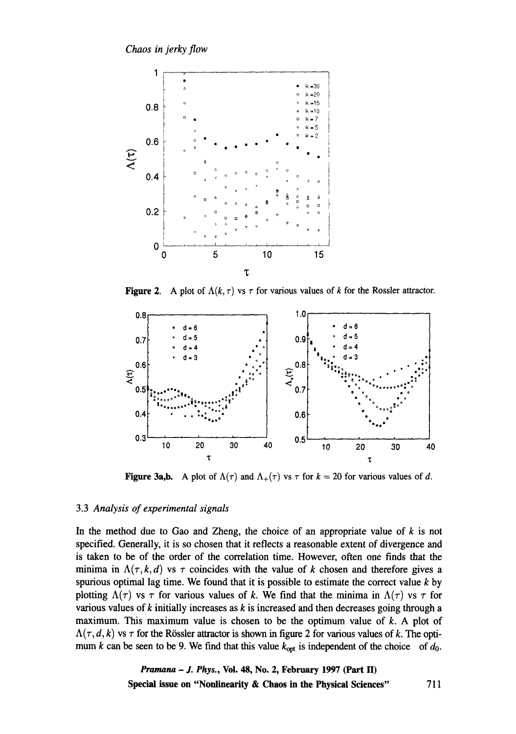Figure 2. A plot of $\Lambda(k, \tau)$ vs $\tau$ for various values of $k$ for the Rossler attractor.

Figure 3a,b. A plot of $\Lambda(\tau)$ and $\Lambda_+(\tau)$ vs $\tau$ for $k = 20$ for various values of $d$.

### 3.3 *Analysis of experimental signals*

In the method due to Gao and Zheng, the choice of an appropriate value of $k$ is not specified. Generally, it is so chosen that it reflects a reasonable extent of divergence and is taken to be of the order of the correlation time. However, often one finds that the minima in $\Lambda(\tau, k, d)$ vs $\tau$ coincides with the value of $k$ chosen and therefore gives a spurious optimal lag time. We found that it is possible to estimate the correct value $k$ by plotting $\Lambda(\tau)$ vs $\tau$ for various values of $k$. We find that the minima in $\Lambda(\tau)$ vs $\tau$ for various values of $k$ initially increases as $k$ is increased and then decreases going through a maximum. This maximum value is chosen to be the optimum value of $k$. A plot of $\Lambda(\tau, d, k)$ vs $\tau$ for the Rössler attractor is shown in figure 2 for various values of $k$. The optimum $k$ can be seen to be 9. We find that this value $k_{\rm opt}$ is independent of the choice of $d_0$.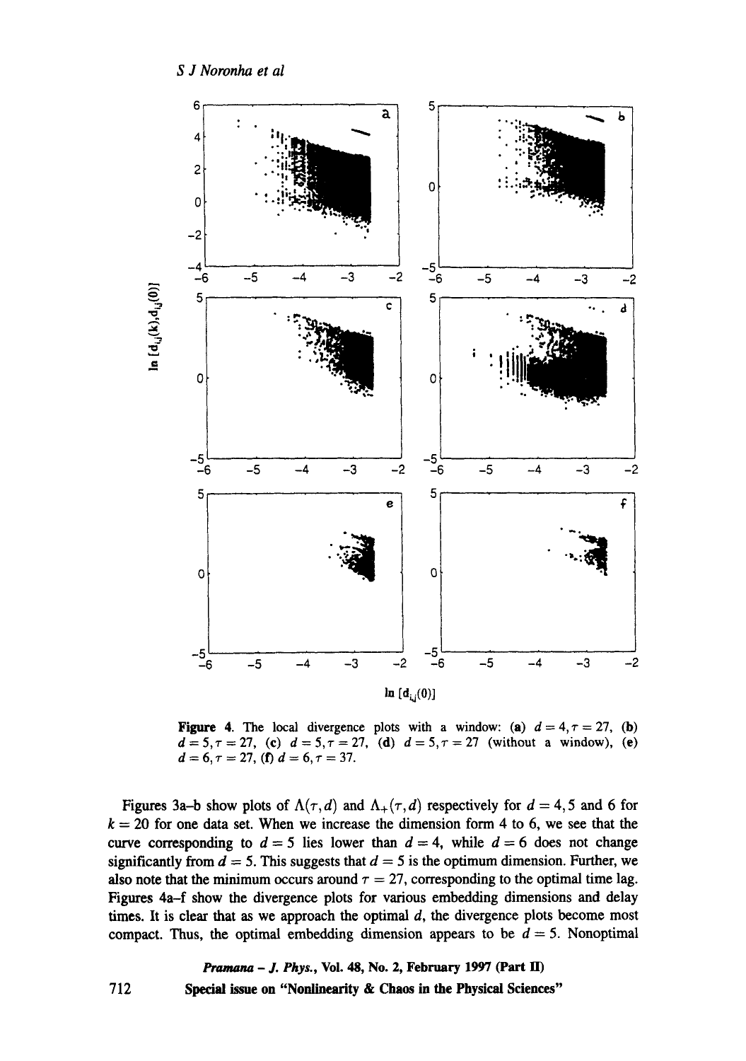**Figure 4.** The local divergence plots with a window: (**a**) $d = 4, \tau = 27$, (**b**) $d = 5, \tau = 27$, (**c**) $d = 5, \tau = 27$, (**d**) $d = 5, \tau = 27$ (without a window), (**e**) $d = 6, \tau = 27$, (**f**) $d = 6, \tau = 37$.

Figures 3a–b show plots of $\Lambda(\tau, d)$ and $\Lambda_+(\tau, d)$ respectively for $d = 4, 5$ and 6 for $k = 20$ for one data set. When we increase the dimension form 4 to 6, we see that the curve corresponding to $d = 5$ lies lower than $d = 4$, while $d = 6$ does not change significantly from $d = 5$. This suggests that $d = 5$ is the optimum dimension. Further, we also note that the minimum occurs around $\tau = 27$, corresponding to the optimal time lag. Figures 4a–f show the divergence plots for various embedding dimensions and delay times. It is clear that as we approach the optimal $d$, the divergence plots become most compact. Thus, the optimal embedding dimension appears to be $d = 5$. Nonoptimal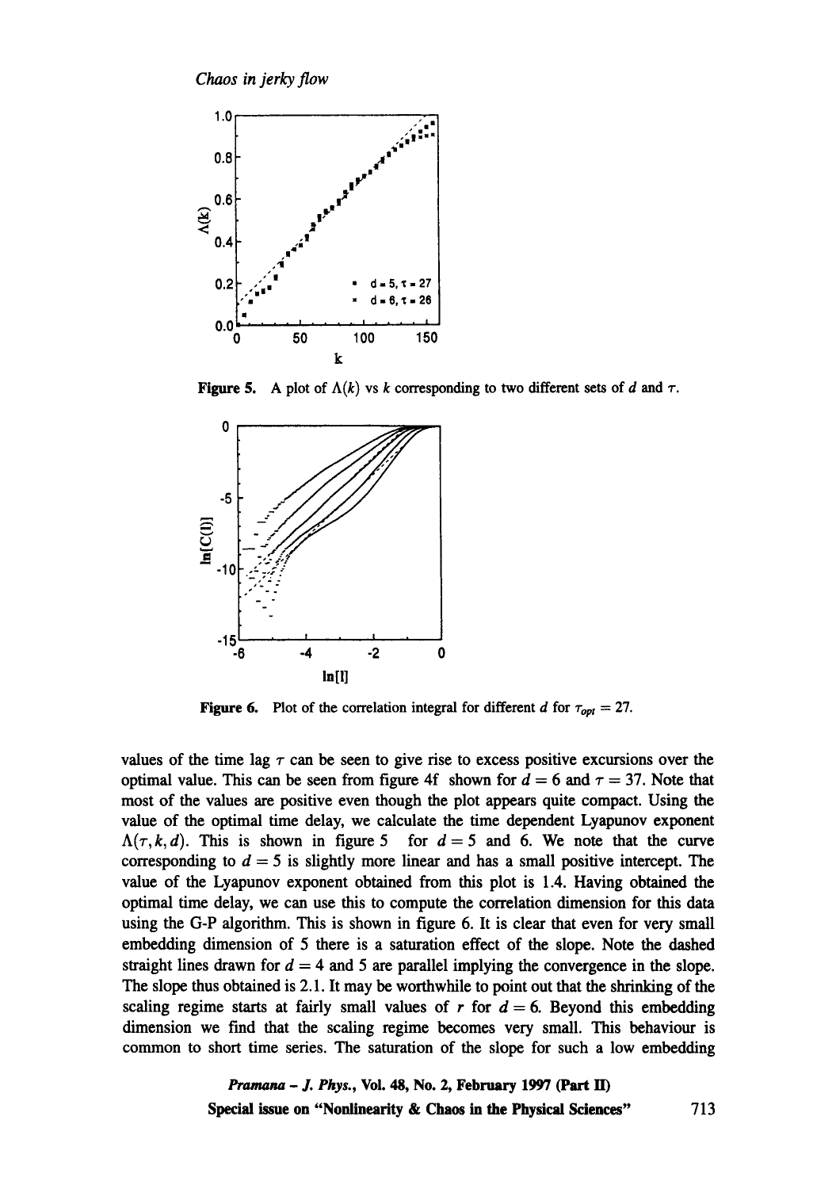**Figure 5.** A plot of $\Lambda(k)$ vs $k$ corresponding to two different sets of $d$ and $\tau$.

**Figure 6.** Plot of the correlation integral for different $d$ for $\tau_{opt} = 27$.

values of the time lag $\tau$ can be seen to give rise to excess positive excursions over the optimal value. This can be seen from figure 4f shown for $d = 6$ and $\tau = 37$. Note that most of the values are positive even though the plot appears quite compact. Using the value of the optimal time delay, we calculate the time dependent Lyapunov exponent $\Lambda(\tau, k, d)$. This is shown in figure 5 for $d = 5$ and 6. We note that the curve corresponding to $d = 5$ is slightly more linear and has a small positive intercept. The value of the Lyapunov exponent obtained from this plot is 1.4. Having obtained the optimal time delay, we can use this to compute the correlation dimension for this data using the G-P algorithm. This is shown in figure 6. It is clear that even for very small embedding dimension of 5 there is a saturation effect of the slope. Note the dashed straight lines drawn for $d = 4$ and 5 are parallel implying the convergence in the slope. The slope thus obtained is 2.1. It may be worthwhile to point out that the shrinking of the scaling regime starts at fairly small values of $r$ for $d = 6$. Beyond this embedding dimension we find that the scaling regime becomes very small. This behaviour is common to short time series. The saturation of the slope for such a low embedding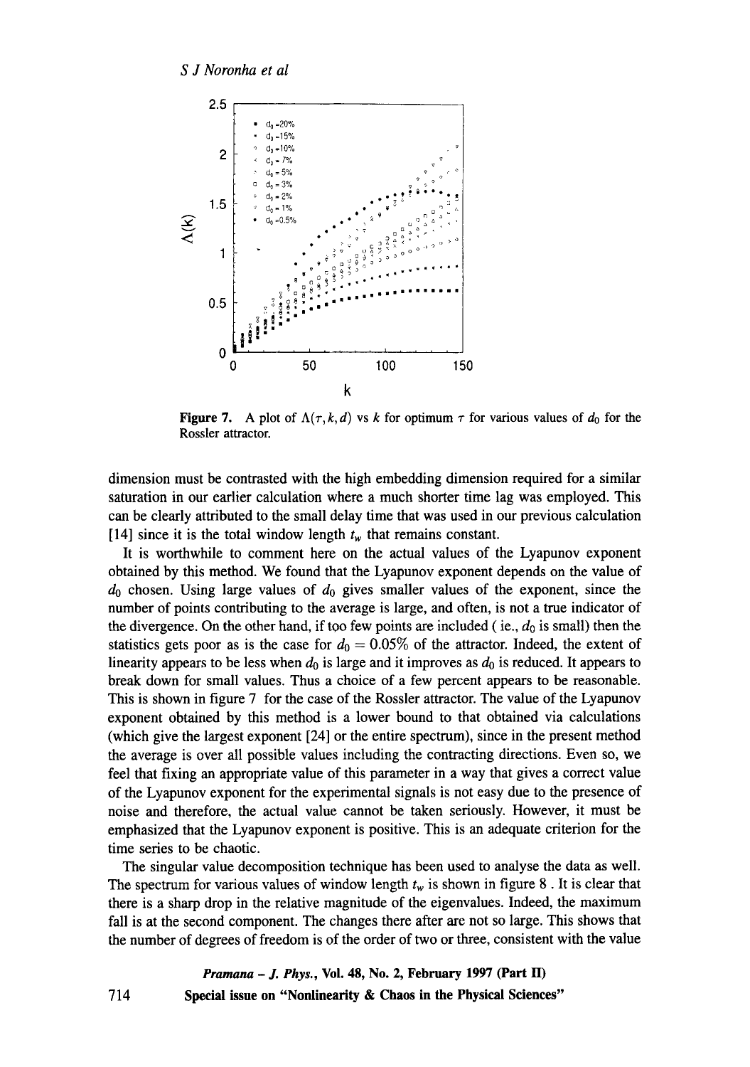**Figure 7.** A plot of $\Lambda(\tau, k, d)$ vs $k$ for optimum $\tau$ for various values of $d_0$ for the Rossler attractor.

dimension must be contrasted with the high embedding dimension required for a similar saturation in our earlier calculation where a much shorter time lag was employed. This can be clearly attributed to the small delay time that was used in our previous calculation [14] since it is the total window length $t_w$ that remains constant.

It is worthwhile to comment here on the actual values of the Lyapunov exponent obtained by this method. We found that the Lyapunov exponent depends on the value of $d_0$ chosen. Using large values of $d_0$ gives smaller values of the exponent, since the number of points contributing to the average is large, and often, is not a true indicator of the divergence. On the other hand, if too few points are included ( ie., $d_0$ is small) then the statistics gets poor as is the case for $d_0 = 0.05\%$ of the attractor. Indeed, the extent of linearity appears to be less when $d_0$ is large and it improves as $d_0$ is reduced. It appears to break down for small values. Thus a choice of a few percent appears to be reasonable. This is shown in figure 7 for the case of the Rossler attractor. The value of the Lyapunov exponent obtained by this method is a lower bound to that obtained via calculations (which give the largest exponent [24] or the entire spectrum), since in the present method the average is over all possible values including the contracting directions. Even so, we feel that fixing an appropriate value of this parameter in a way that gives a correct value of the Lyapunov exponent for the experimental signals is not easy due to the presence of noise and therefore, the actual value cannot be taken seriously. However, it must be emphasized that the Lyapunov exponent is positive. This is an adequate criterion for the time series to be chaotic.

The singular value decomposition technique has been used to analyse the data as well. The spectrum for various values of window length $t_w$ is shown in figure 8 . It is clear that there is a sharp drop in the relative magnitude of the eigenvalues. Indeed, the maximum fall is at the second component. The changes there after are not so large. This shows that the number of degrees of freedom is of the order of two or three, consistent with the value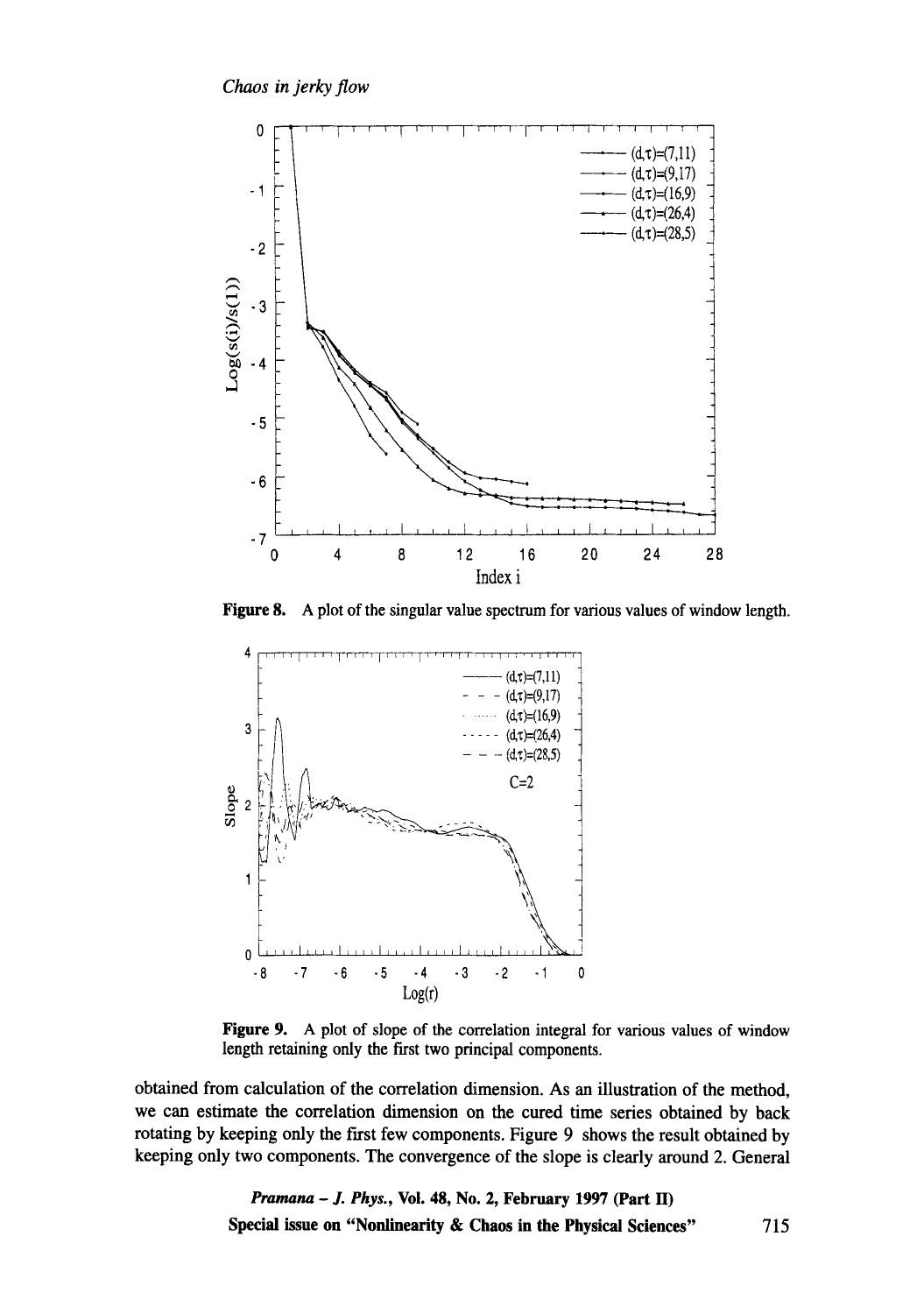**Figure 8.** A plot of the singular value spectrum for various values of window length.

**Figure 9.** A plot of slope of the correlation integral for various values of window length retaining only the first two principal components.

obtained from calculation of the correlation dimension. As an illustration of the method, we can estimate the correlation dimension on the cured time series obtained by back rotating by keeping only the first few components. Figure 9 shows the result obtained by keeping only two components. The convergence of the slope is clearly around 2. General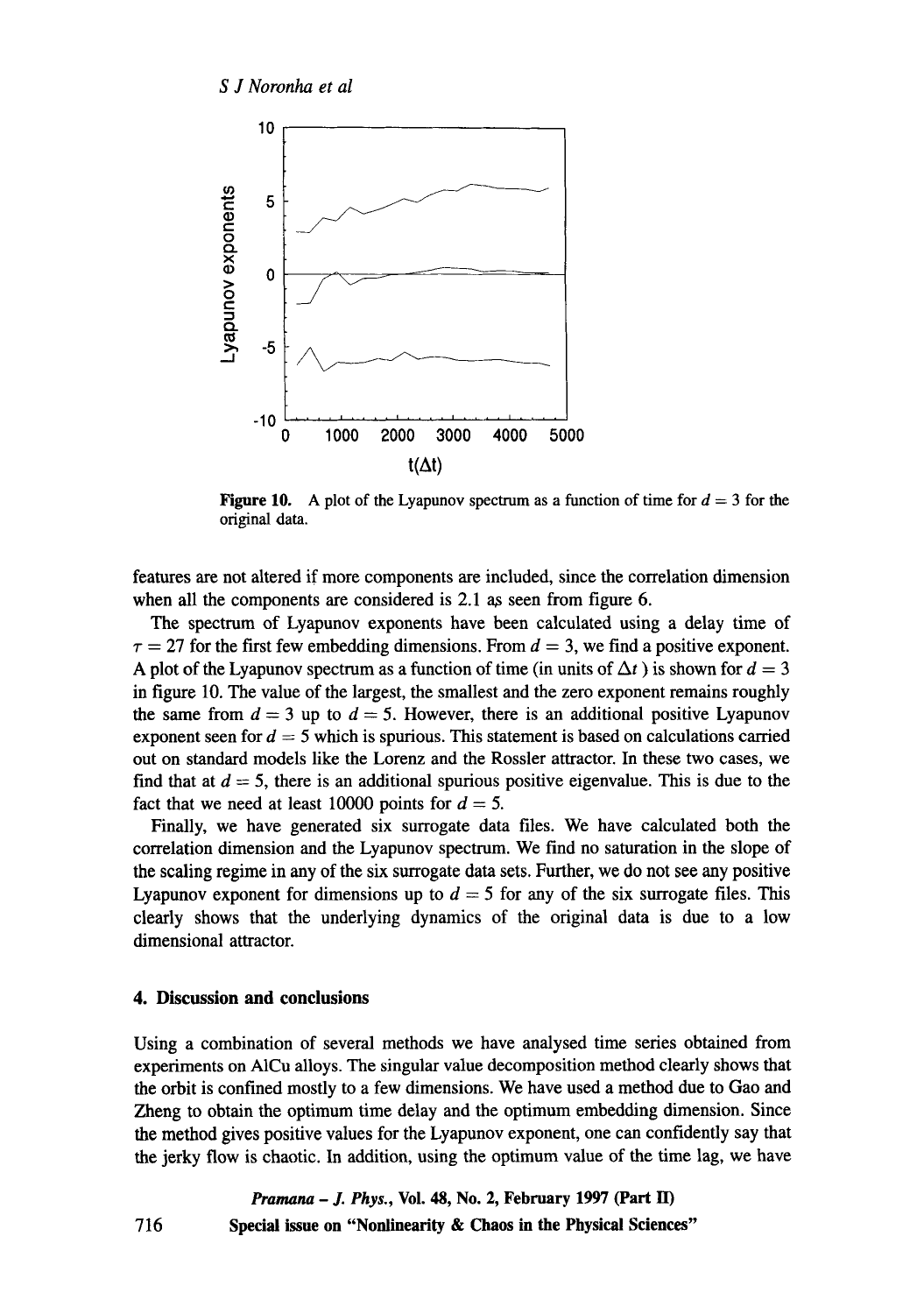**Figure 10.** A plot of the Lyapunov spectrum as a function of time for $d = 3$ for the original data.

features are not altered if more components are included, since the correlation dimension when all the components are considered is 2.1 as seen from figure 6.

The spectrum of Lyapunov exponents have been calculated using a delay time of $\tau = 27$ for the first few embedding dimensions. From $d = 3$, we find a positive exponent. A plot of the Lyapunov spectrum as a function of time (in units of $\Delta t$ ) is shown for $d = 3$ in figure 10. The value of the largest, the smallest and the zero exponent remains roughly the same from $d = 3$ up to $d = 5$. However, there is an additional positive Lyapunov exponent seen for $d = 5$ which is spurious. This statement is based on calculations carried out on standard models like the Lorenz and the Rossler attractor. In these two cases, we find that at $d = 5$, there is an additional spurious positive eigenvalue. This is due to the fact that we need at least 10000 points for $d = 5$.

Finally, we have generated six surrogate data files. We have calculated both the correlation dimension and the Lyapunov spectrum. We find no saturation in the slope of the scaling regime in any of the six surrogate data sets. Further, we do not see any positive Lyapunov exponent for dimensions up to $d = 5$ for any of the six surrogate files. This clearly shows that the underlying dynamics of the original data is due to a low dimensional attractor.

## 4. Discussion and conclusions

Using a combination of several methods we have analysed time series obtained from experiments on AlCu alloys. The singular value decomposition method clearly shows that the orbit is confined mostly to a few dimensions. We have used a method due to Gao and Zheng to obtain the optimum time delay and the optimum embedding dimension. Since the method gives positive values for the Lyapunov exponent, one can confidently say that the jerky flow is chaotic. In addition, using the optimum value of the time lag, we have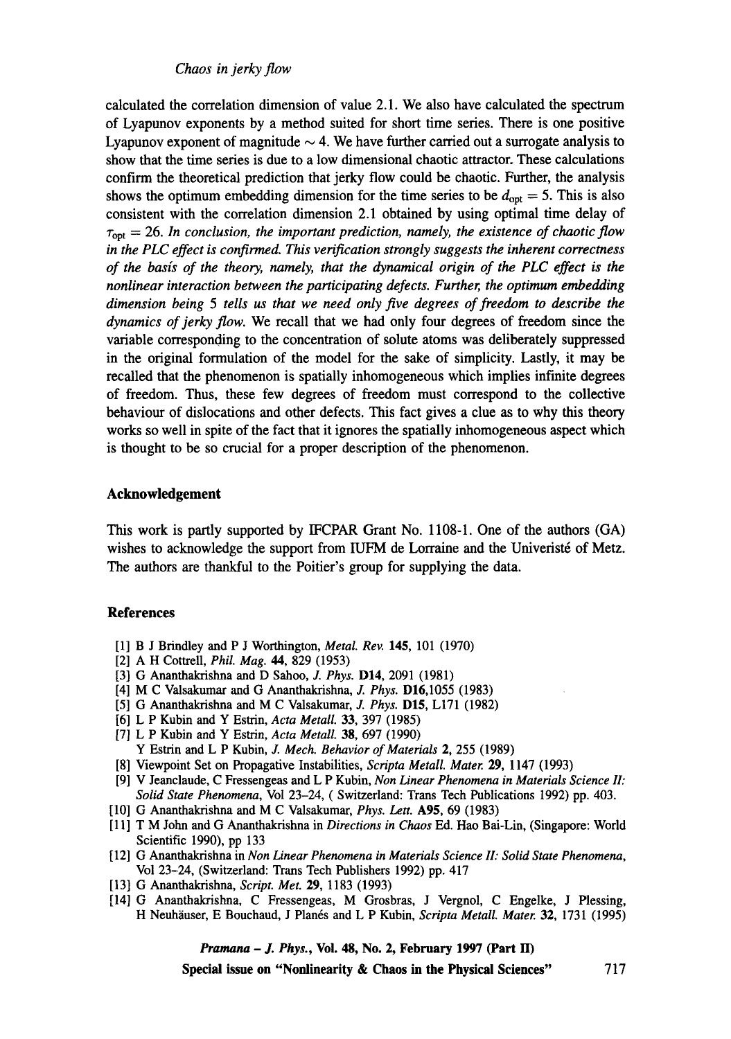calculated the correlation dimension of value 2.1. We also have calculated the spectrum of Lyapunov exponents by a method suited for short time series. There is one positive Lyapunov exponent of magnitude $\sim 4$. We have further carried out a surrogate analysis to show that the time series is due to a low dimensional chaotic attractor. These calculations confirm the theoretical prediction that jerky flow could be chaotic. Further, the analysis shows the optimum embedding dimension for the time series to be $d_{\text{opt}} = 5$. This is also consistent with the correlation dimension 2.1 obtained by using optimal time delay of $\tau_{\text{opt}} = 26$. *In conclusion, the important prediction, namely, the existence of chaotic flow in the PLC effect is confirmed. This verification strongly suggests the inherent correctness of the basis of the theory, namely, that the dynamical origin of the PLC effect is the nonlinear interaction between the participating defects. Further, the optimum embedding dimension being 5 tells us that we need only five degrees of freedom to describe the dynamics of jerky flow.* We recall that we had only four degrees of freedom since the variable corresponding to the concentration of solute atoms was deliberately suppressed in the original formulation of the model for the sake of simplicity. Lastly, it may be recalled that the phenomenon is spatially inhomogeneous which implies infinite degrees of freedom. Thus, these few degrees of freedom must correspond to the collective behaviour of dislocations and other defects. This fact gives a clue as to why this theory works so well in spite of the fact that it ignores the spatially inhomogeneous aspect which is thought to be so crucial for a proper description of the phenomenon.

## Acknowledgement

This work is partly supported by IFCPAR Grant No. 1108-1. One of the authors (GA) wishes to acknowledge the support from IUFM de Lorraine and the Univeristé of Metz. The authors are thankful to the Poitier's group for supplying the data.

## References

[1] B J Brindley and P J Worthington, *Metal. Rev.* **145**, 101 (1970)

[2] A H Cottrell, *Phil. Mag.* **44**, 829 (1953)

[3] G Ananthakrishna and D Sahoo, *J. Phys.* **D14**, 2091 (1981)

[4] M C Valsakumar and G Ananthakrishna, *J. Phys.* **D16**,1055 (1983)

[5] G Ananthakrishna and M C Valsakumar, *J. Phys.* **D15**, L171 (1982)

[6] L P Kubin and Y Estrin, *Acta Metall.* **33**, 397 (1985)

[7] L P Kubin and Y Estrin, *Acta Metall.* **38**, 697 (1990)
Y Estrin and L P Kubin, *J. Mech. Behavior of Materials* **2**, 255 (1989)

[8] Viewpoint Set on Propagative Instabilities, *Scripta Metall. Mater.* **29**, 1147 (1993)

[9] V Jeanclaude, C Fressengeas and L P Kubin, *Non Linear Phenomena in Materials Science II: Solid State Phenomena*, Vol 23–24, ( Switzerland: Trans Tech Publications 1992) pp. 403.

[10] G Ananthakrishna and M C Valsakumar, *Phys. Lett.* **A95**, 69 (1983)

[11] T M John and G Ananthakrishna in *Directions in Chaos* Ed. Hao Bai-Lin, (Singapore: World Scientific 1990), pp 133

[12] G Ananthakrishna in *Non Linear Phenomena in Materials Science II: Solid State Phenomena*, Vol 23–24, (Switzerland: Trans Tech Publishers 1992) pp. 417

[13] G Ananthakrishna, *Script. Met.* **29**, 1183 (1993)

[14] G Ananthakrishna, C Fressengeas, M Grosbras, J Vergnol, C Engelke, J Plessing, H Neuhäuser, E Bouchaud, J Planés and L P Kubin, *Scripta Metall. Mater.* **32**, 1731 (1995)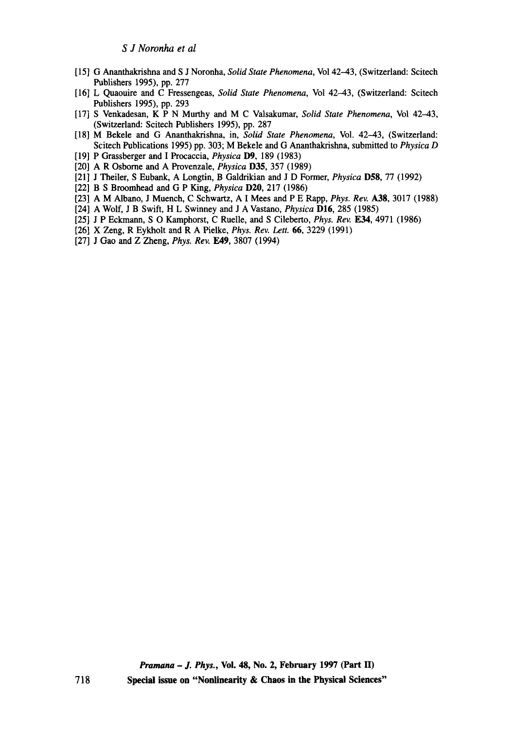[15] G Ananthakrishna and S J Noronha, *Solid State Phenomena*, Vol 42–43, (Switzerland: Scitech Publishers 1995), pp. 277

[16] L Quaouire and C Fressengeas, *Solid State Phenomena*, Vol 42–43, (Switzerland: Scitech Publishers 1995), pp. 293

[17] S Venkadesan, K P N Murthy and M C Valsakumar, *Solid State Phenomena*, Vol 42–43, (Switzerland: Scitech Publishers 1995), pp. 287

[18] M Bekele and G Ananthakrishna, in, *Solid State Phenomena*, Vol. 42–43, (Switzerland: Scitech Publications 1995) pp. 303; M Bekele and G Ananthakrishna, submitted to *Physica D*

[19] P Grassberger and I Procaccia, *Physica* **D9**, 189 (1983)

[20] A R Osborne and A Provenzale, *Physica* **D35**, 357 (1989)

[21] J Theiler, S Eubank, A Longtin, B Galdrikian and J D Former, *Physica* **D58**, 77 (1992)

[22] B S Broomhead and G P King, *Physica* **D20**, 217 (1986)

[23] A M Albano, J Muench, C Schwartz, A I Mees and P E Rapp, *Phys. Rev.* **A38**, 3017 (1988)

[24] A Wolf, J B Swift, H L Swinney and J A Vastano, *Physica* **D16**, 285 (1985)

[25] J P Eckmann, S O Kamphorst, C Ruelle, and S Cileberto, *Phys. Rev.* **E34**, 4971 (1986)

[26] X Zeng, R Eykholt and R A Pielke, *Phys. Rev. Lett.* **66**, 3229 (1991)

[27] J Gao and Z Zheng, *Phys. Rev.* **E49**, 3807 (1994)